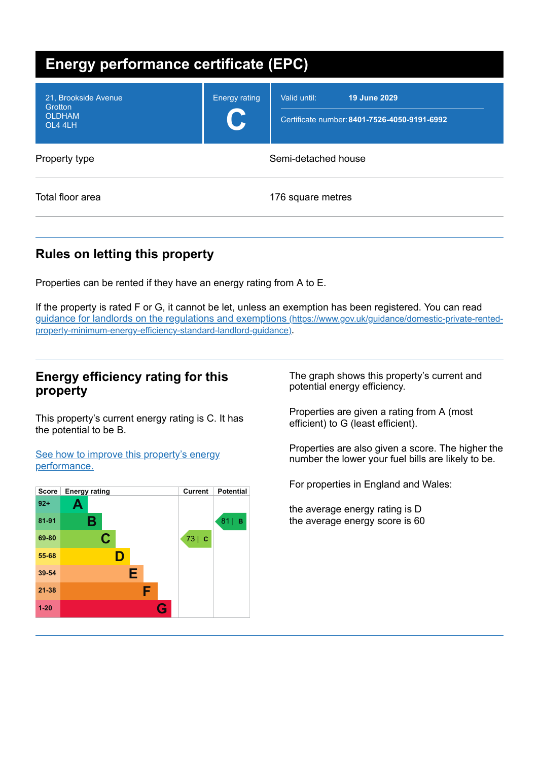# Energy performance certificate (EPC)

| | | |
|---|---|---|
| 21, Brookside Avenue<br>Grotton<br>OLDHAM<br>OL4 4LH | Energy rating<br>**C** | Valid until: **19 June 2029**<br>Certificate number: **8401-7526-4050-9191-6992** |

| | |
|---|---|
| Property type | Semi-detached house |
| Total floor area | 176 square metres |

## Rules on letting this property

Properties can be rented if they have an energy rating from A to E.

If the property is rated F or G, it cannot be let, unless an exemption has been registered. You can read [guidance for landlords on the regulations and exemptions](https://www.gov.uk/guidance/domestic-private-rented-property-minimum-energy-efficiency-standard-landlord-guidance) (https://www.gov.uk/guidance/domestic-private-rented-property-minimum-energy-efficiency-standard-landlord-guidance).

## Energy efficiency rating for this property

This property's current energy rating is C. It has the potential to be B.

See how to improve this property's energy performance.

| Score | Energy rating | Current | Potential |
|---|---|---|---|
| 92+ | A | | |
| 81-91 | B | | 81 \| B |
| 69-80 | C | 73 \| C | |
| 55-68 | D | | |
| 39-54 | E | | |
| 21-38 | F | | |
| 1-20 | G | | |

The graph shows this property's current and potential energy efficiency.

Properties are given a rating from A (most efficient) to G (least efficient).

Properties are also given a score. The higher the number the lower your fuel bills are likely to be.

For properties in England and Wales:

the average energy rating is D
the average energy score is 60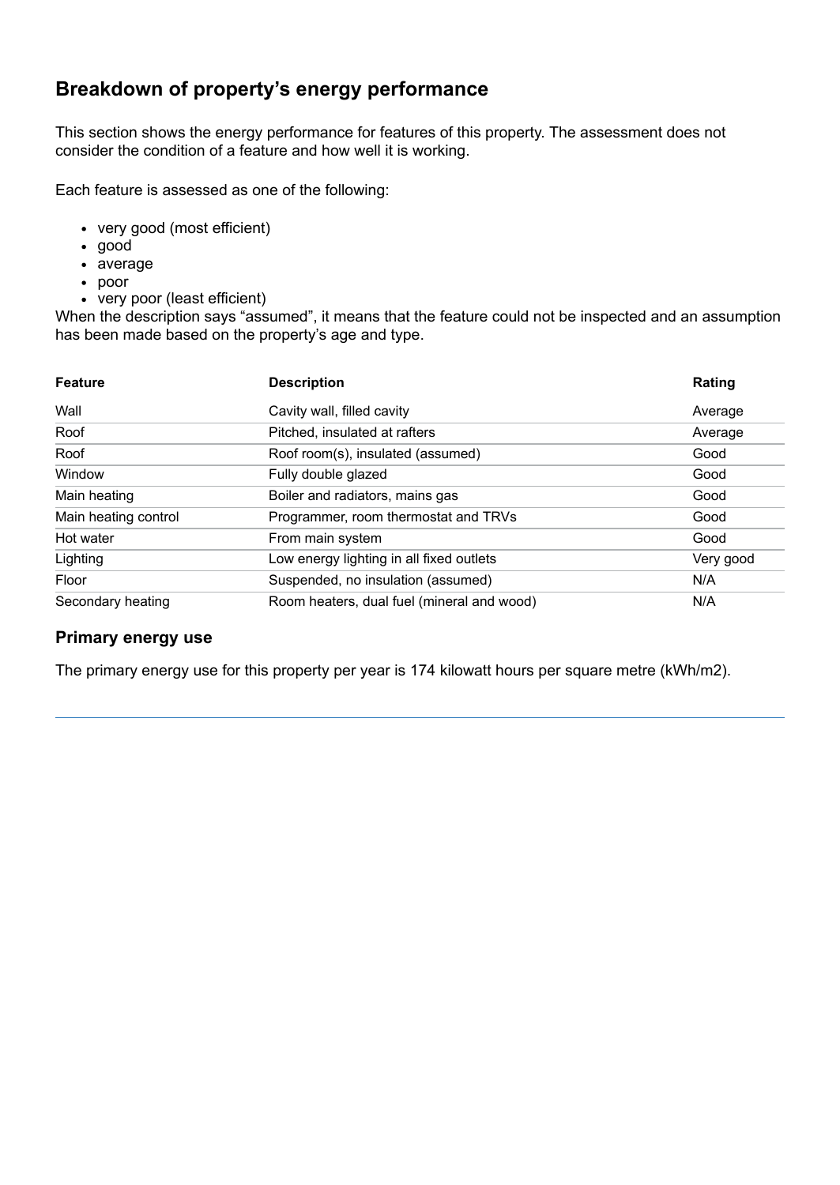## Breakdown of property's energy performance

This section shows the energy performance for features of this property. The assessment does not consider the condition of a feature and how well it is working.

Each feature is assessed as one of the following:

- very good (most efficient)
- good
- average
- poor
- very poor (least efficient)

When the description says "assumed", it means that the feature could not be inspected and an assumption has been made based on the property's age and type.

| Feature | Description | Rating |
|---|---|---|
| Wall | Cavity wall, filled cavity | Average |
| Roof | Pitched, insulated at rafters | Average |
| Roof | Roof room(s), insulated (assumed) | Good |
| Window | Fully double glazed | Good |
| Main heating | Boiler and radiators, mains gas | Good |
| Main heating control | Programmer, room thermostat and TRVs | Good |
| Hot water | From main system | Good |
| Lighting | Low energy lighting in all fixed outlets | Very good |
| Floor | Suspended, no insulation (assumed) | N/A |
| Secondary heating | Room heaters, dual fuel (mineral and wood) | N/A |

### Primary energy use

The primary energy use for this property per year is 174 kilowatt hours per square metre (kWh/m2).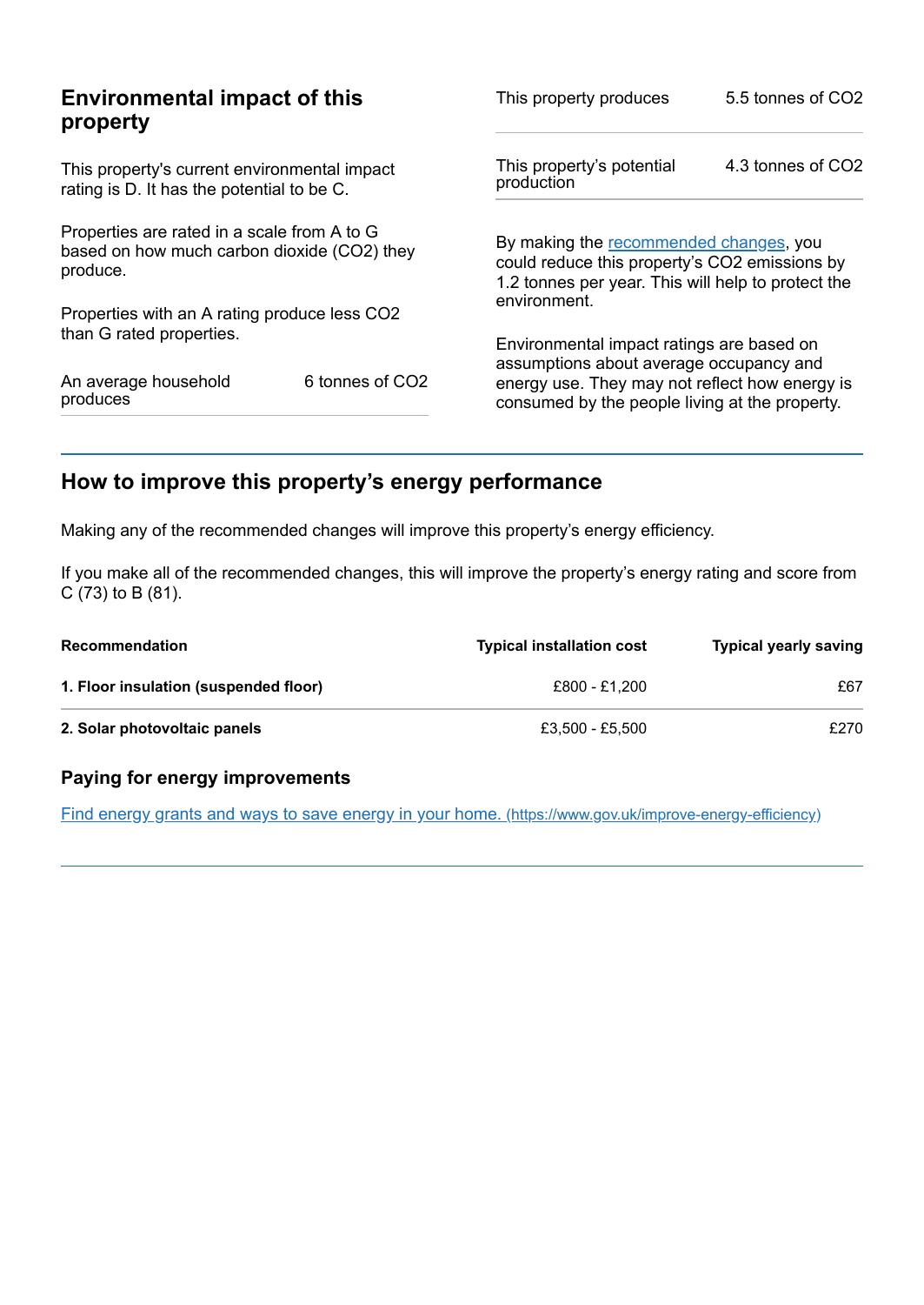## Environmental impact of this property

This property's current environmental impact rating is D. It has the potential to be C.

Properties are rated in a scale from A to G based on how much carbon dioxide ($CO_2$) they produce.

Properties with an A rating produce less $CO_2$ than G rated properties.

| | |
|---|---|
| An average household produces | 6 tonnes of $CO_2$ |

| | |
|---|---|
| This property produces | 5.5 tonnes of $CO_2$ |
| This property's potential production | 4.3 tonnes of $CO_2$ |

By making the recommended changes, you could reduce this property's $CO_2$ emissions by 1.2 tonnes per year. This will help to protect the environment.

Environmental impact ratings are based on assumptions about average occupancy and energy use. They may not reflect how energy is consumed by the people living at the property.

## How to improve this property's energy performance

Making any of the recommended changes will improve this property's energy efficiency.

If you make all of the recommended changes, this will improve the property's energy rating and score from C (73) to B (81).

| Recommendation | Typical installation cost | Typical yearly saving |
|---|---|---|
| **1. Floor insulation (suspended floor)** | £800 - £1,200 | £67 |
| **2. Solar photovoltaic panels** | £3,500 - £5,500 | £270 |

### Paying for energy improvements

[Find energy grants and ways to save energy in your home. (https://www.gov.uk/improve-energy-efficiency)](https://www.gov.uk/improve-energy-efficiency)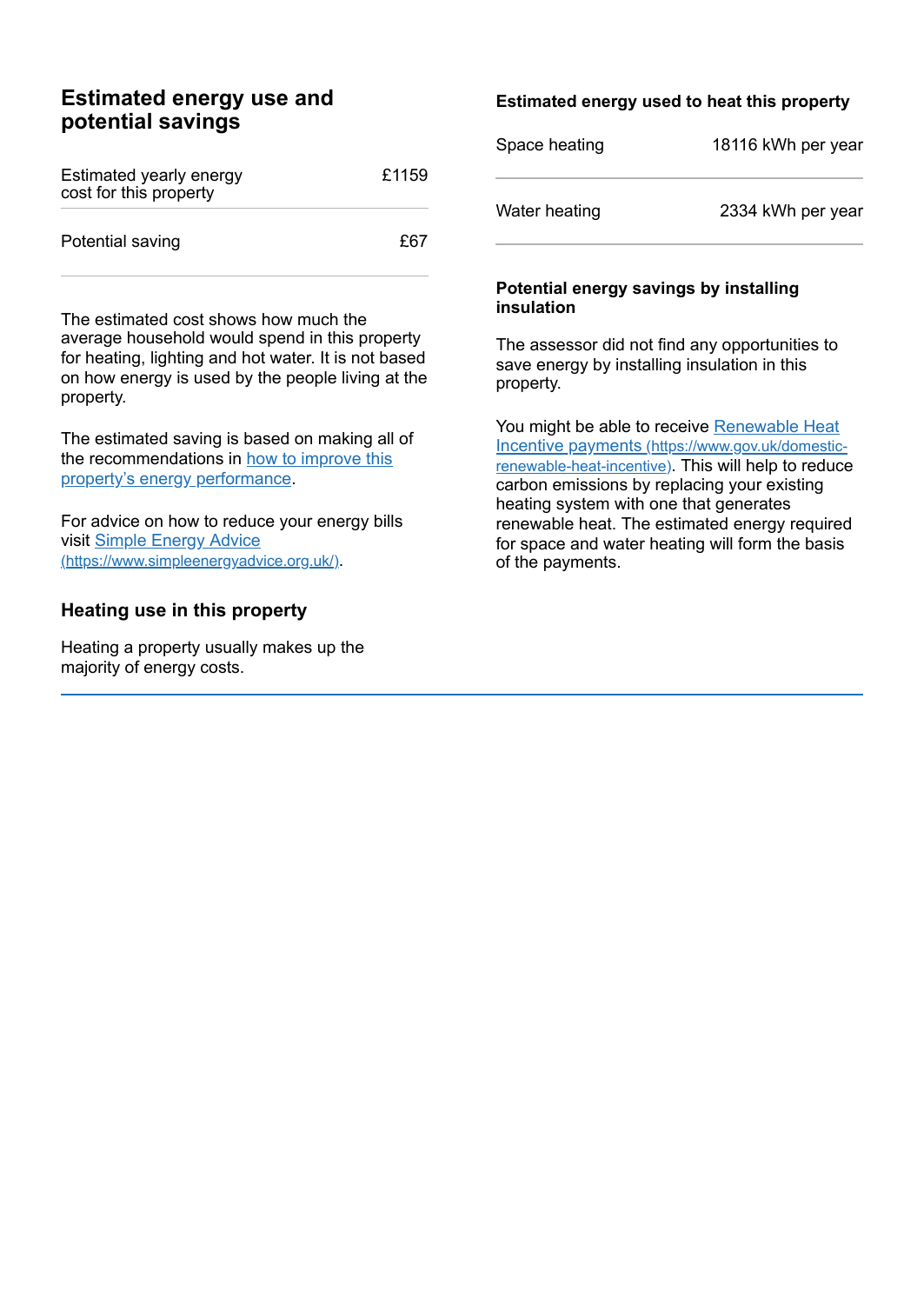## Estimated energy use and potential savings

| Estimated yearly energy cost for this property | £1159 |
| --- | --- |
| Potential saving | £67 |

The estimated cost shows how much the average household would spend in this property for heating, lighting and hot water. It is not based on how energy is used by the people living at the property.

The estimated saving is based on making all of the recommendations in [how to improve this property's energy performance]().

For advice on how to reduce your energy bills visit [Simple Energy Advice (https://www.simpleenergyadvice.org.uk/)](https://www.simpleenergyadvice.org.uk/).

### Heating use in this property

Heating a property usually makes up the majority of energy costs.

#### Estimated energy used to heat this property

| Space heating | 18116 kWh per year |
| --- | --- |
| Water heating | 2334 kWh per year |

#### Potential energy savings by installing insulation

The assessor did not find any opportunities to save energy by installing insulation in this property.

You might be able to receive [Renewable Heat Incentive payments (https://www.gov.uk/domestic-renewable-heat-incentive)](https://www.gov.uk/domestic-renewable-heat-incentive). This will help to reduce carbon emissions by replacing your existing heating system with one that generates renewable heat. The estimated energy required for space and water heating will form the basis of the payments.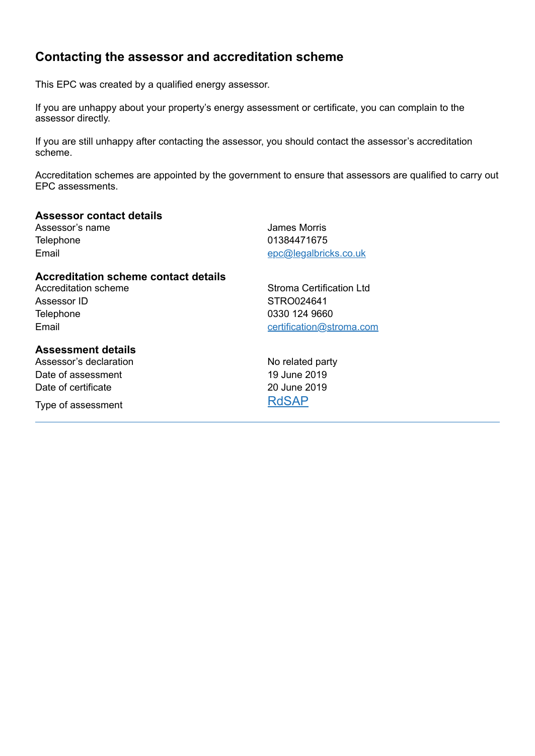## Contacting the assessor and accreditation scheme

This EPC was created by a qualified energy assessor.

If you are unhappy about your property's energy assessment or certificate, you can complain to the assessor directly.

If you are still unhappy after contacting the assessor, you should contact the assessor's accreditation scheme.

Accreditation schemes are appointed by the government to ensure that assessors are qualified to carry out EPC assessments.

### Assessor contact details

| | |
|---|---|
| Assessor's name | James Morris |
| Telephone | 01384471675 |
| Email | epc@legalbricks.co.uk |

### Accreditation scheme contact details

| | |
|---|---|
| Accreditation scheme | Stroma Certification Ltd |
| Assessor ID | STRO024641 |
| Telephone | 0330 124 9660 |
| Email | certification@stroma.com |

### Assessment details

| | |
|---|---|
| Assessor's declaration | No related party |
| Date of assessment | 19 June 2019 |
| Date of certificate | 20 June 2019 |
| Type of assessment | RdSAP |